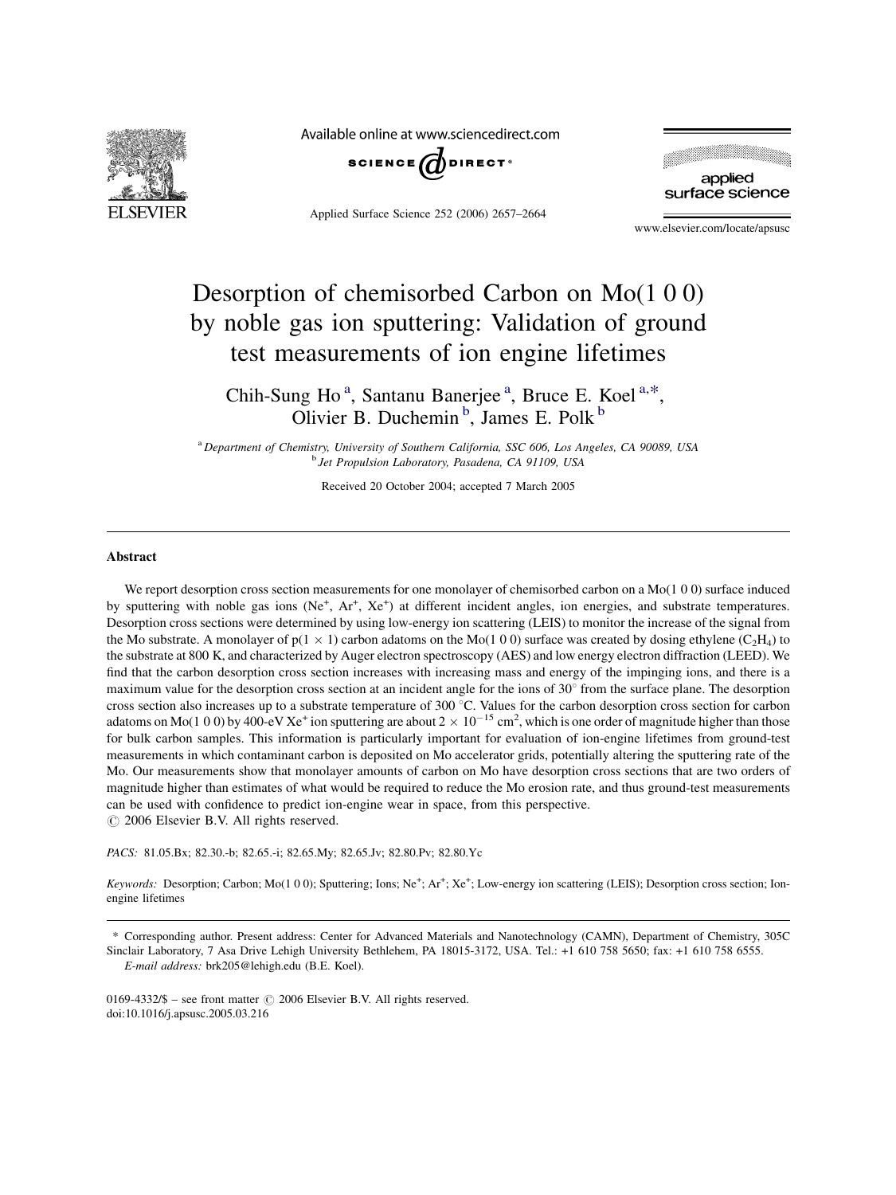# Desorption of chemisorbed Carbon on Mo(1 0 0) by noble gas ion sputtering: Validation of ground test measurements of ion engine lifetimes

Chih-Sung Ho [a], Santanu Banerjee [a], Bruce E. Koel [a,*], Olivier B. Duchemin [b], James E. Polk [b]

[a] Department of Chemistry, University of Southern California, SSC 606, Los Angeles, CA 90089, USA
[b] Jet Propulsion Laboratory, Pasadena, CA 91109, USA

Received 20 October 2004; accepted 7 March 2005

## Abstract

We report desorption cross section measurements for one monolayer of chemisorbed carbon on a Mo(1 0 0) surface induced by sputtering with noble gas ions ($Ne^+$, $Ar^+$, $Xe^+$) at different incident angles, ion energies, and substrate temperatures. Desorption cross sections were determined by using low-energy ion scattering (LEIS) to monitor the increase of the signal from the Mo substrate. A monolayer of p(1 × 1) carbon adatoms on the Mo(1 0 0) surface was created by dosing ethylene ($C_2H_4$) to the substrate at 800 K, and characterized by Auger electron spectroscopy (AES) and low energy electron diffraction (LEED). We find that the carbon desorption cross section increases with increasing mass and energy of the impinging ions, and there is a maximum value for the desorption cross section at an incident angle for the ions of 30° from the surface plane. The desorption cross section also increases up to a substrate temperature of 300 °C. Values for the carbon desorption cross section for carbon adatoms on Mo(1 0 0) by 400-eV $Xe^+$ ion sputtering are about $2 \times 10^{-15}$ cm$^2$, which is one order of magnitude higher than those for bulk carbon samples. This information is particularly important for evaluation of ion-engine lifetimes from ground-test measurements in which contaminant carbon is deposited on Mo accelerator grids, potentially altering the sputtering rate of the Mo. Our measurements show that monolayer amounts of carbon on Mo have desorption cross sections that are two orders of magnitude higher than estimates of what would be required to reduce the Mo erosion rate, and thus ground-test measurements can be used with confidence to predict ion-engine wear in space, from this perspective.
© 2006 Elsevier B.V. All rights reserved.

*PACS:* 81.05.Bx; 82.30.-b; 82.65.-i; 82.65.My; 82.65.Jv; 82.80.Pv; 82.80.Yc

*Keywords:* Desorption; Carbon; Mo(1 0 0); Sputtering; Ions; $Ne^+$; $Ar^+$; $Xe^+$; Low-energy ion scattering (LEIS); Desorption cross section; Ion-engine lifetimes

* Corresponding author. Present address: Center for Advanced Materials and Nanotechnology (CAMN), Department of Chemistry, 305C Sinclair Laboratory, 7 Asa Drive Lehigh University Bethlehem, PA 18015-3172, USA. Tel.: +1 610 758 5650; fax: +1 610 758 6555.
*E-mail address:* brk205@lehigh.edu (B.E. Koel).

0169-4332/$ – see front matter © 2006 Elsevier B.V. All rights reserved.
doi:10.1016/j.apsusc.2005.03.216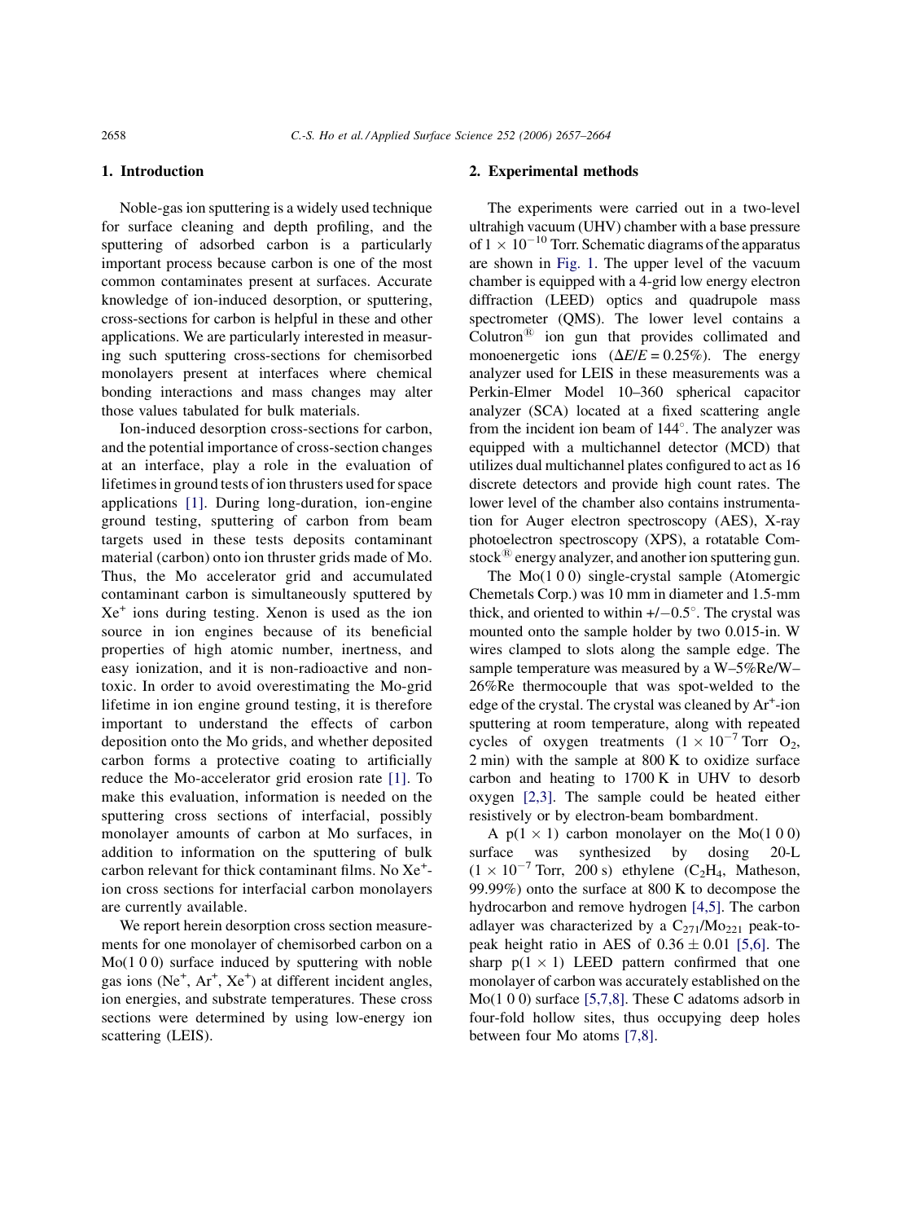## 1. Introduction

Noble-gas ion sputtering is a widely used technique for surface cleaning and depth profiling, and the sputtering of adsorbed carbon is a particularly important process because carbon is one of the most common contaminates present at surfaces. Accurate knowledge of ion-induced desorption, or sputtering, cross-sections for carbon is helpful in these and other applications. We are particularly interested in measuring such sputtering cross-sections for chemisorbed monolayers present at interfaces where chemical bonding interactions and mass changes may alter those values tabulated for bulk materials.

Ion-induced desorption cross-sections for carbon, and the potential importance of cross-section changes at an interface, play a role in the evaluation of lifetimes in ground tests of ion thrusters used for space applications [1]. During long-duration, ion-engine ground testing, sputtering of carbon from beam targets used in these tests deposits contaminant material (carbon) onto ion thruster grids made of Mo. Thus, the Mo accelerator grid and accumulated contaminant carbon is simultaneously sputtered by $Xe^+$ ions during testing. Xenon is used as the ion source in ion engines because of its beneficial properties of high atomic number, inertness, and easy ionization, and it is non-radioactive and non-toxic. In order to avoid overestimating the Mo-grid lifetime in ion engine ground testing, it is therefore important to understand the effects of carbon deposition onto the Mo grids, and whether deposited carbon forms a protective coating to artificially reduce the Mo-accelerator grid erosion rate [1]. To make this evaluation, information is needed on the sputtering cross sections of interfacial, possibly monolayer amounts of carbon at Mo surfaces, in addition to information on the sputtering of bulk carbon relevant for thick contaminant films. No $Xe^+$-ion cross sections for interfacial carbon monolayers are currently available.

We report herein desorption cross section measurements for one monolayer of chemisorbed carbon on a Mo(1 0 0) surface induced by sputtering with noble gas ions ($Ne^+$, $Ar^+$, $Xe^+$) at different incident angles, ion energies, and substrate temperatures. These cross sections were determined by using low-energy ion scattering (LEIS).

## 2. Experimental methods

The experiments were carried out in a two-level ultrahigh vacuum (UHV) chamber with a base pressure of $1 \times 10^{-10}$ Torr. Schematic diagrams of the apparatus are shown in Fig. 1. The upper level of the vacuum chamber is equipped with a 4-grid low energy electron diffraction (LEED) optics and quadrupole mass spectrometer (QMS). The lower level contains a Colutron® ion gun that provides collimated and monoenergetic ions ($\Delta E/E = 0.25\%$). The energy analyzer used for LEIS in these measurements was a Perkin-Elmer Model 10–360 spherical capacitor analyzer (SCA) located at a fixed scattering angle from the incident ion beam of 144°. The analyzer was equipped with a multichannel detector (MCD) that utilizes dual multichannel plates configured to act as 16 discrete detectors and provide high count rates. The lower level of the chamber also contains instrumentation for Auger electron spectroscopy (AES), X-ray photoelectron spectroscopy (XPS), a rotatable Comstock® energy analyzer, and another ion sputtering gun.

The Mo(1 0 0) single-crystal sample (Atomergic Chemetals Corp.) was 10 mm in diameter and 1.5-mm thick, and oriented to within +/−0.5°. The crystal was mounted onto the sample holder by two 0.015-in. W wires clamped to slots along the sample edge. The sample temperature was measured by a W–5%Re/W–26%Re thermocouple that was spot-welded to the edge of the crystal. The crystal was cleaned by $Ar^+$-ion sputtering at room temperature, along with repeated cycles of oxygen treatments ($1 \times 10^{-7}$ Torr $O_2$, 2 min) with the sample at 800 K to oxidize surface carbon and heating to 1700 K in UHV to desorb oxygen [2,3]. The sample could be heated either resistively or by electron-beam bombardment.

A p(1 × 1) carbon monolayer on the Mo(1 0 0) surface was synthesized by dosing 20-L ($1 \times 10^{-7}$ Torr, 200 s) ethylene ($C_2H_4$, Matheson, 99.99%) onto the surface at 800 K to decompose the hydrocarbon and remove hydrogen [4,5]. The carbon adlayer was characterized by a $C_{271}/Mo_{221}$ peak-to-peak height ratio in AES of $0.36 \pm 0.01$ [5,6]. The sharp p(1 × 1) LEED pattern confirmed that one monolayer of carbon was accurately established on the Mo(1 0 0) surface [5,7,8]. These C adatoms adsorb in four-fold hollow sites, thus occupying deep holes between four Mo atoms [7,8].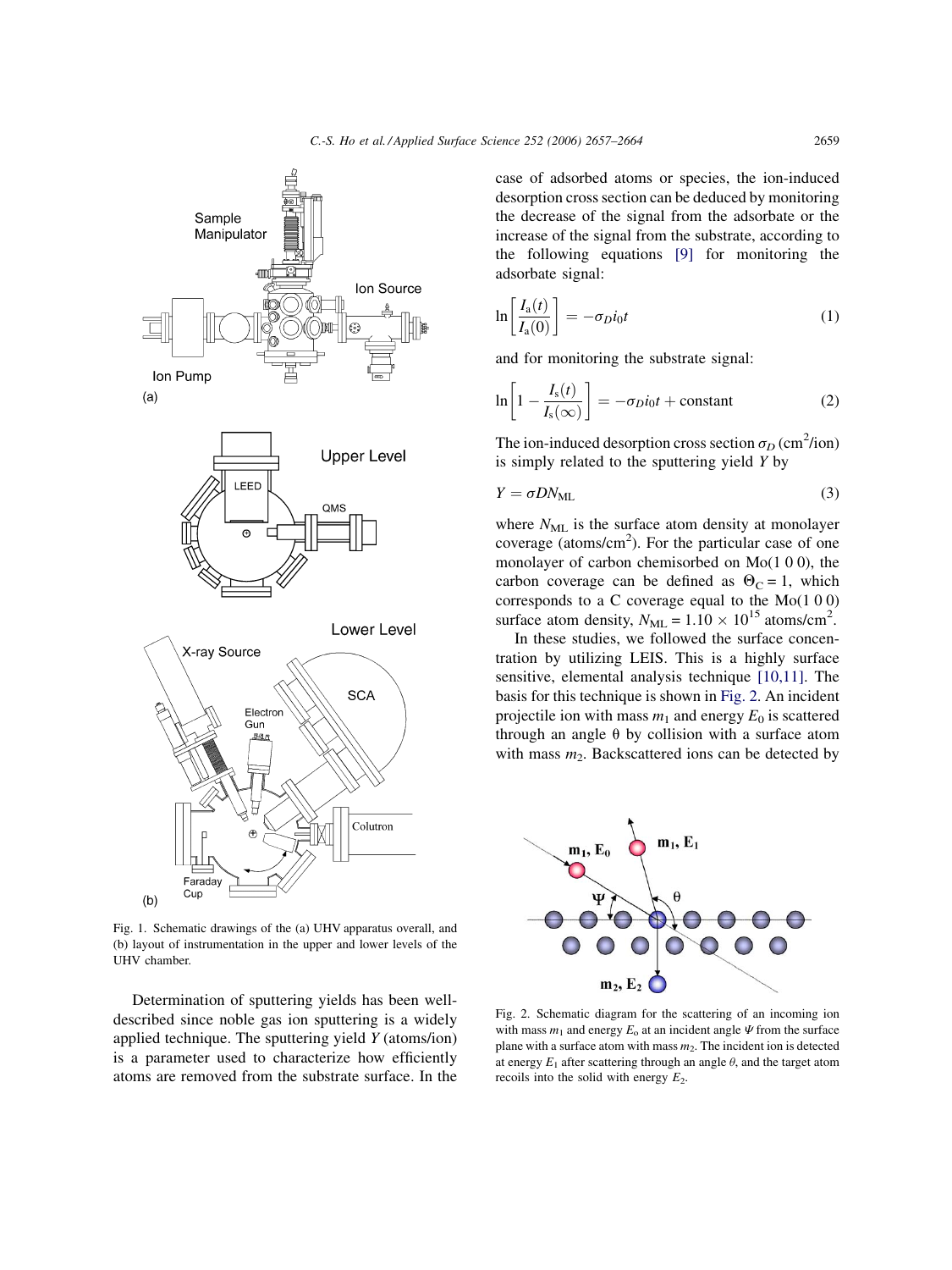Fig. 1. Schematic drawings of the (a) UHV apparatus overall, and (b) layout of instrumentation in the upper and lower levels of the UHV chamber.

Determination of sputtering yields has been well-described since noble gas ion sputtering is a widely applied technique. The sputtering yield $Y$ (atoms/ion) is a parameter used to characterize how efficiently atoms are removed from the substrate surface. In the case of adsorbed atoms or species, the ion-induced desorption cross section can be deduced by monitoring the decrease of the signal from the adsorbate or the increase of the signal from the substrate, according to the following equations [9] for monitoring the adsorbate signal:

$$\ln\left[\frac{I_a(t)}{I_a(0)}\right] = -\sigma_D i_0 t \tag{1}$$

and for monitoring the substrate signal:

$$\ln\left[1 - \frac{I_s(t)}{I_s(\infty)}\right] = -\sigma_D i_0 t + \text{constant} \tag{2}$$

The ion-induced desorption cross section $\sigma_D$ (cm$^2$/ion) is simply related to the sputtering yield $Y$ by

$$Y = \sigma D N_{ML} \tag{3}$$

where $N_{ML}$ is the surface atom density at monolayer coverage (atoms/cm$^2$). For the particular case of one monolayer of carbon chemisorbed on Mo(1 0 0), the carbon coverage can be defined as $\Theta_C = 1$, which corresponds to a C coverage equal to the Mo(1 0 0) surface atom density, $N_{ML} = 1.10 \times 10^{15}$ atoms/cm$^2$.

In these studies, we followed the surface concentration by utilizing LEIS. This is a highly surface sensitive, elemental analysis technique [10,11]. The basis for this technique is shown in Fig. 2. An incident projectile ion with mass $m_1$ and energy $E_0$ is scattered through an angle θ by collision with a surface atom with mass $m_2$. Backscattered ions can be detected by

Fig. 2. Schematic diagram for the scattering of an incoming ion with mass $m_1$ and energy $E_o$ at an incident angle $\Psi$ from the surface plane with a surface atom with mass $m_2$. The incident ion is detected at energy $E_1$ after scattering through an angle $\theta$, and the target atom recoils into the solid with energy $E_2$.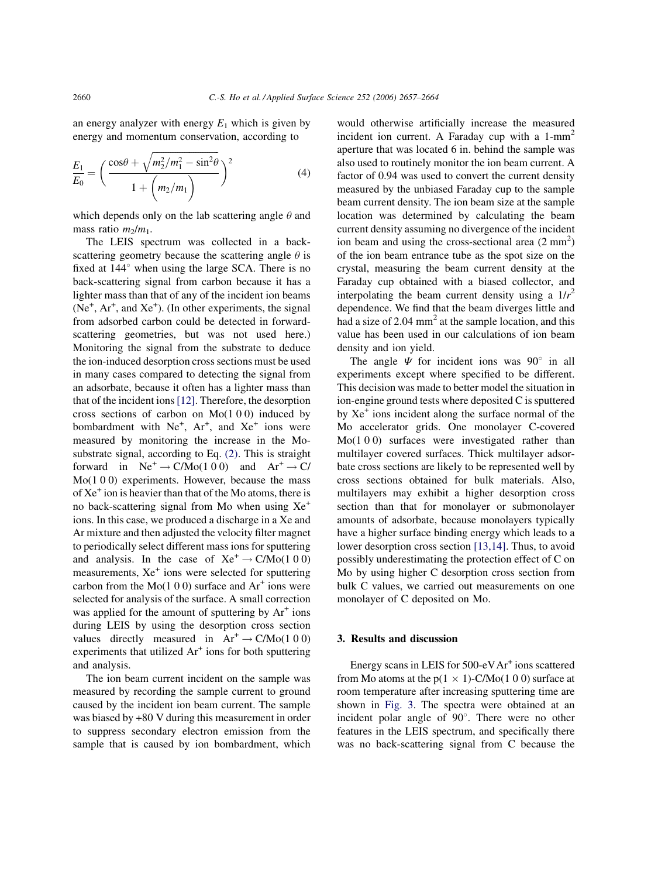an energy analyzer with energy $E_1$ which is given by energy and momentum conservation, according to

$$\frac{E_1}{E_0} = \left( \frac{\cos\theta + \sqrt{m_2^2/m_1^2 - \sin^2\theta}}{1 + \left(m_2/m_1\right)} \right)^2 \quad (4)$$

which depends only on the lab scattering angle $\theta$ and mass ratio $m_2/m_1$.

The LEIS spectrum was collected in a back-scattering geometry because the scattering angle $\theta$ is fixed at 144° when using the large SCA. There is no back-scattering signal from carbon because it has a lighter mass than that of any of the incident ion beams ($Ne^+$, $Ar^+$, and $Xe^+$). (In other experiments, the signal from adsorbed carbon could be detected in forward-scattering geometries, but was not used here.) Monitoring the signal from the substrate to deduce the ion-induced desorption cross sections must be used in many cases compared to detecting the signal from an adsorbate, because it often has a lighter mass than that of the incident ions [12]. Therefore, the desorption cross sections of carbon on Mo(1 0 0) induced by bombardment with $Ne^+$, $Ar^+$, and $Xe^+$ ions were measured by monitoring the increase in the Mo-substrate signal, according to Eq. (2). This is straight forward in $Ne^+ \rightarrow$ C/Mo(1 0 0) and $Ar^+ \rightarrow$ C/Mo(1 0 0) experiments. However, because the mass of $Xe^+$ ion is heavier than that of the Mo atoms, there is no back-scattering signal from Mo when using $Xe^+$ ions. In this case, we produced a discharge in a Xe and Ar mixture and then adjusted the velocity filter magnet to periodically select different mass ions for sputtering and analysis. In the case of $Xe^+ \rightarrow$ C/Mo(1 0 0) measurements, $Xe^+$ ions were selected for sputtering carbon from the Mo(1 0 0) surface and $Ar^+$ ions were selected for analysis of the surface. A small correction was applied for the amount of sputtering by $Ar^+$ ions during LEIS by using the desorption cross section values directly measured in $Ar^+ \rightarrow$ C/Mo(1 0 0) experiments that utilized $Ar^+$ ions for both sputtering and analysis.

The ion beam current incident on the sample was measured by recording the sample current to ground caused by the incident ion beam current. The sample was biased by +80 V during this measurement in order to suppress secondary electron emission from the sample that is caused by ion bombardment, which would otherwise artificially increase the measured incident ion current. A Faraday cup with a 1-mm$^2$ aperture that was located 6 in. behind the sample was also used to routinely monitor the ion beam current. A factor of 0.94 was used to convert the current density measured by the unbiased Faraday cup to the sample beam current density. The ion beam size at the sample location was determined by calculating the beam current density assuming no divergence of the incident ion beam and using the cross-sectional area (2 mm$^2$) of the ion beam entrance tube as the spot size on the crystal, measuring the beam current density at the Faraday cup obtained with a biased collector, and interpolating the beam current density using a $1/r^2$ dependence. We find that the beam diverges little and had a size of 2.04 mm$^2$ at the sample location, and this value has been used in our calculations of ion beam density and ion yield.

The angle $\Psi$ for incident ions was 90° in all experiments except where specified to be different. This decision was made to better model the situation in ion-engine ground tests where deposited C is sputtered by $Xe^+$ ions incident along the surface normal of the Mo accelerator grids. One monolayer C-covered Mo(1 0 0) surfaces were investigated rather than multilayer covered surfaces. Thick multilayer adsorbate cross sections are likely to be represented well by cross sections obtained for bulk materials. Also, multilayers may exhibit a higher desorption cross section than that for monolayer or submonolayer amounts of adsorbate, because monolayers typically have a higher surface binding energy which leads to a lower desorption cross section [13,14]. Thus, to avoid possibly underestimating the protection effect of C on Mo by using higher C desorption cross section from bulk C values, we carried out measurements on one monolayer of C deposited on Mo.

## 3. Results and discussion

Energy scans in LEIS for 500-eV $Ar^+$ ions scattered from Mo atoms at the p(1 × 1)-C/Mo(1 0 0) surface at room temperature after increasing sputtering time are shown in Fig. 3. The spectra were obtained at an incident polar angle of 90°. There were no other features in the LEIS spectrum, and specifically there was no back-scattering signal from C because the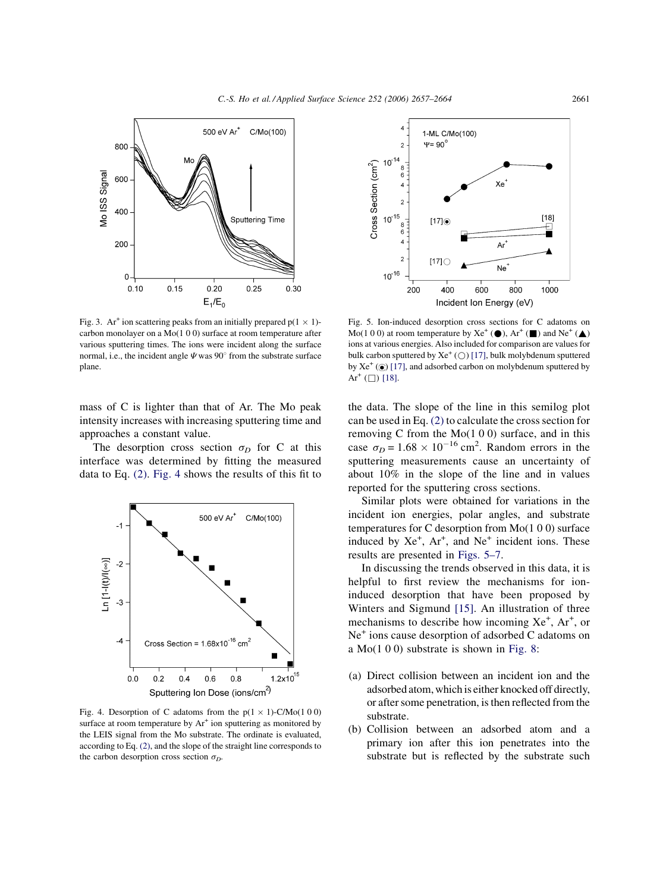Fig. 3. $Ar^+$ ion scattering peaks from an initially prepared p(1 × 1)-carbon monolayer on a Mo(1 0 0) surface at room temperature after various sputtering times. The ions were incident along the surface normal, i.e., the incident angle $\Psi$ was 90° from the substrate surface plane.

mass of C is lighter than that of Ar. The Mo peak intensity increases with increasing sputtering time and approaches a constant value.

The desorption cross section $\sigma_D$ for C at this interface was determined by fitting the measured data to Eq. (2). Fig. 4 shows the results of this fit to the data. The slope of the line in this semilog plot can be used in Eq. (2) to calculate the cross section for removing C from the Mo(1 0 0) surface, and in this case $\sigma_D = 1.68 \times 10^{-16}$ cm$^2$. Random errors in the sputtering measurements cause an uncertainty of about 10% in the slope of the line and in values reported for the sputtering cross sections.

Fig. 4. Desorption of C adatoms from the p(1 × 1)-C/Mo(1 0 0) surface at room temperature by $Ar^+$ ion sputtering as monitored by the LEIS signal from the Mo substrate. The ordinate is evaluated, according to Eq. (2), and the slope of the straight line corresponds to the carbon desorption cross section $\sigma_D$.

Fig. 5. Ion-induced desorption cross sections for C adatoms on Mo(1 0 0) at room temperature by $Xe^+$ (●), $Ar^+$ (■) and $Ne^+$ (▲) ions at various energies. Also included for comparison are values for bulk carbon sputtered by $Xe^+$ (○) [17], bulk molybdenum sputtered by $Xe^+$ (⊙) [17], and adsorbed carbon on molybdenum sputtered by $Ar^+$ (□) [18].

Similar plots were obtained for variations in the incident ion energies, polar angles, and substrate temperatures for C desorption from Mo(1 0 0) surface induced by $Xe^+$, $Ar^+$, and $Ne^+$ incident ions. These results are presented in Figs. 5–7.

In discussing the trends observed in this data, it is helpful to first review the mechanisms for ion-induced desorption that have been proposed by Winters and Sigmund [15]. An illustration of three mechanisms to describe how incoming $Xe^+$, $Ar^+$, or $Ne^+$ ions cause desorption of adsorbed C adatoms on a Mo(1 0 0) substrate is shown in Fig. 8:

(a) Direct collision between an incident ion and the adsorbed atom, which is either knocked off directly, or after some penetration, is then reflected from the substrate.
(b) Collision between an adsorbed atom and a primary ion after this ion penetrates into the substrate but is reflected by the substrate such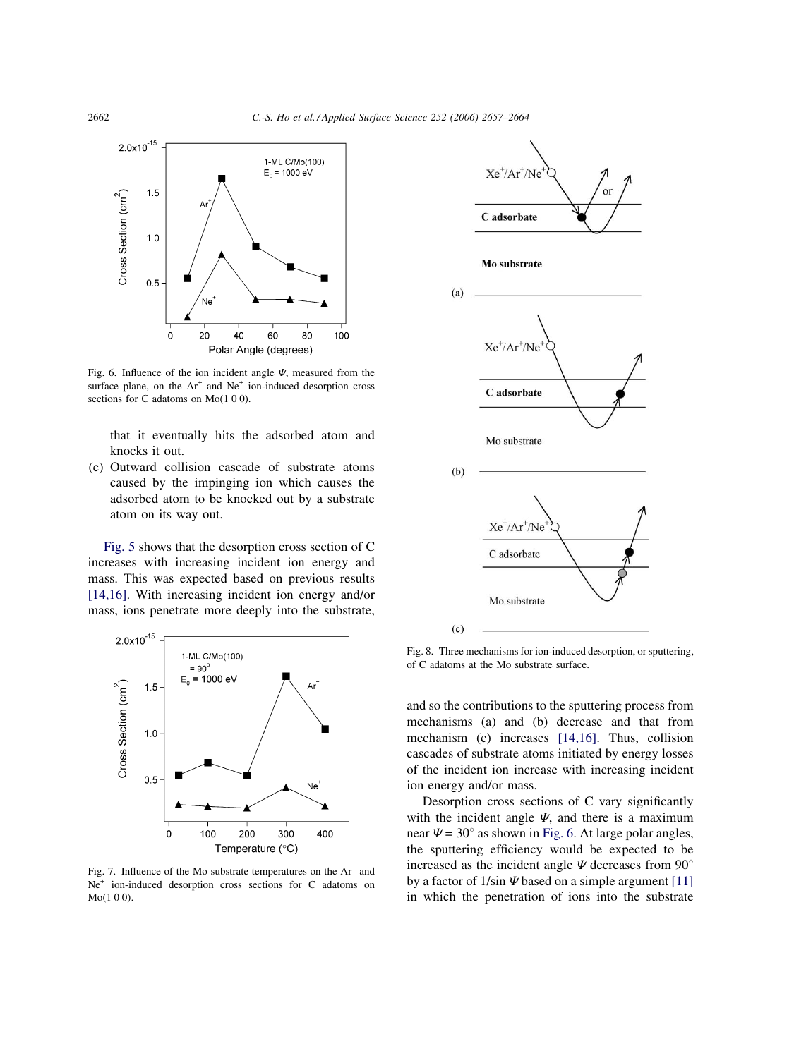Fig. 6. Influence of the ion incident angle $\Psi$, measured from the surface plane, on the $Ar^+$ and $Ne^+$ ion-induced desorption cross sections for C adatoms on Mo(1 0 0).

that it eventually hits the adsorbed atom and knocks it out.

(c) Outward collision cascade of substrate atoms caused by the impinging ion which causes the adsorbed atom to be knocked out by a substrate atom on its way out.

Fig. 5 shows that the desorption cross section of C increases with increasing incident ion energy and mass. This was expected based on previous results [14,16]. With increasing incident ion energy and/or mass, ions penetrate more deeply into the substrate, and so the contributions to the sputtering process from mechanisms (a) and (b) decrease and that from mechanism (c) increases [14,16]. Thus, collision cascades of substrate atoms initiated by energy losses of the incident ion increase with increasing incident ion energy and/or mass.

Fig. 7. Influence of the Mo substrate temperatures on the $Ar^+$ and $Ne^+$ ion-induced desorption cross sections for C adatoms on Mo(1 0 0).

Fig. 8. Three mechanisms for ion-induced desorption, or sputtering, of C adatoms at the Mo substrate surface.

Desorption cross sections of C vary significantly with the incident angle $\Psi$, and there is a maximum near $\Psi = 30^\circ$ as shown in Fig. 6. At large polar angles, the sputtering efficiency would be expected to be increased as the incident angle $\Psi$ decreases from 90° by a factor of $1/\sin \Psi$ based on a simple argument [11] in which the penetration of ions into the substrate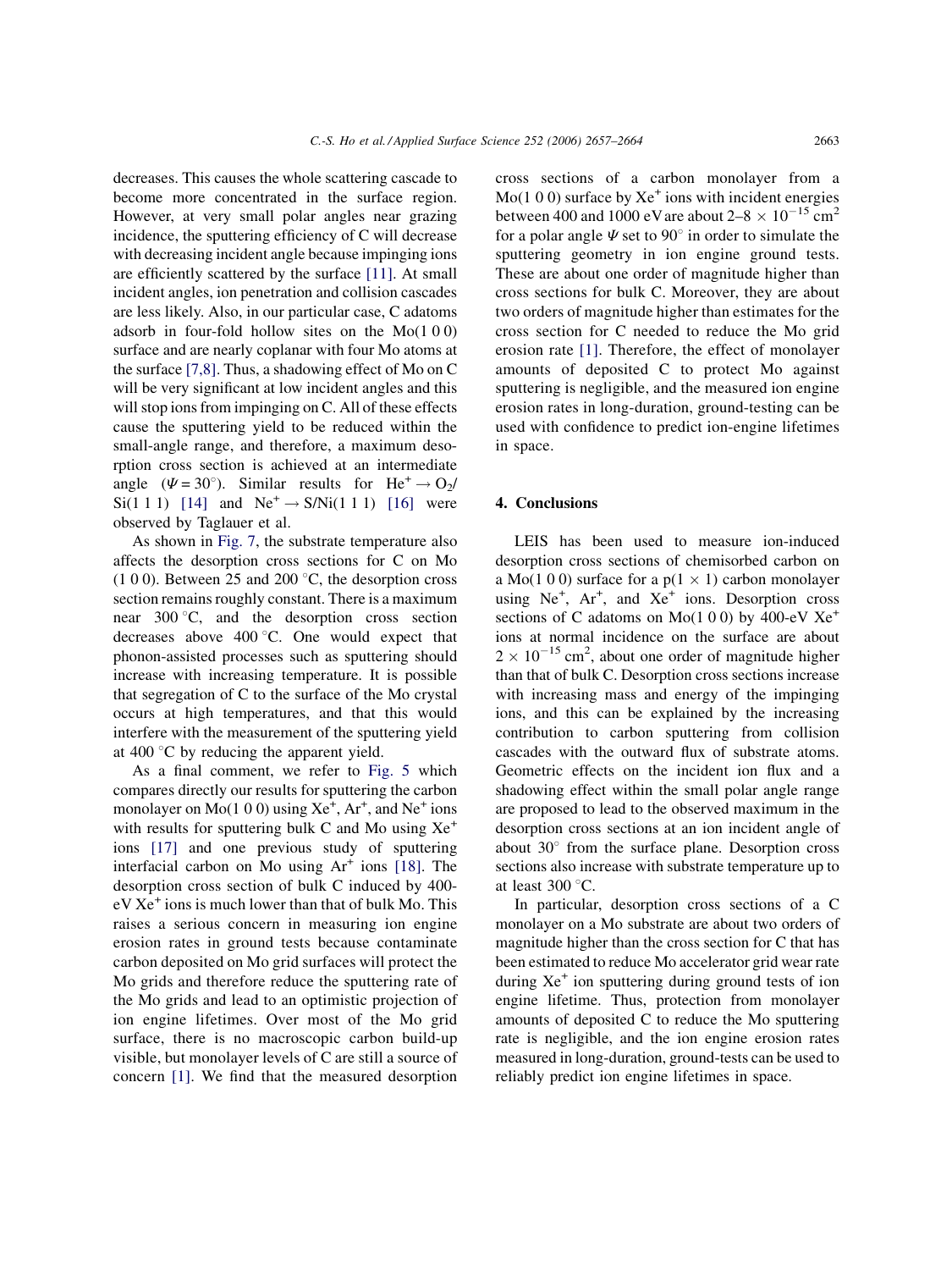decreases. This causes the whole scattering cascade to become more concentrated in the surface region. However, at very small polar angles near grazing incidence, the sputtering efficiency of C will decrease with decreasing incident angle because impinging ions are efficiently scattered by the surface [11]. At small incident angles, ion penetration and collision cascades are less likely. Also, in our particular case, C adatoms adsorb in four-fold hollow sites on the Mo(1 0 0) surface and are nearly coplanar with four Mo atoms at the surface [7,8]. Thus, a shadowing effect of Mo on C will be very significant at low incident angles and this will stop ions from impinging on C. All of these effects cause the sputtering yield to be reduced within the small-angle range, and therefore, a maximum desorption cross section is achieved at an intermediate angle ($\Psi = 30^\circ$). Similar results for $He^+ \rightarrow O_2$/Si(1 1 1) [14] and $Ne^+ \rightarrow$ S/Ni(1 1 1) [16] were observed by Taglauer et al.

As shown in Fig. 7, the substrate temperature also affects the desorption cross sections for C on Mo (1 0 0). Between 25 and 200 °C, the desorption cross section remains roughly constant. There is a maximum near 300 °C, and the desorption cross section decreases above 400 °C. One would expect that phonon-assisted processes such as sputtering should increase with increasing temperature. It is possible that segregation of C to the surface of the Mo crystal occurs at high temperatures, and that this would interfere with the measurement of the sputtering yield at 400 °C by reducing the apparent yield.

As a final comment, we refer to Fig. 5 which compares directly our results for sputtering the carbon monolayer on Mo(1 0 0) using $Xe^+$, $Ar^+$, and $Ne^+$ ions with results for sputtering bulk C and Mo using $Xe^+$ ions [17] and one previous study of sputtering interfacial carbon on Mo using $Ar^+$ ions [18]. The desorption cross section of bulk C induced by 400-eV $Xe^+$ ions is much lower than that of bulk Mo. This raises a serious concern in measuring ion engine erosion rates in ground tests because contaminate carbon deposited on Mo grid surfaces will protect the Mo grids and therefore reduce the sputtering rate of the Mo grids and lead to an optimistic projection of ion engine lifetimes. Over most of the Mo grid surface, there is no macroscopic carbon build-up visible, but monolayer levels of C are still a source of concern [1]. We find that the measured desorption cross sections of a carbon monolayer from a Mo(1 0 0) surface by $Xe^+$ ions with incident energies between 400 and 1000 eV are about $2–8 \times 10^{-15}$ cm$^2$ for a polar angle $\Psi$ set to 90° in order to simulate the sputtering geometry in ion engine ground tests. These are about one order of magnitude higher than cross sections for bulk C. Moreover, they are about two orders of magnitude higher than estimates for the cross section for C needed to reduce the Mo grid erosion rate [1]. Therefore, the effect of monolayer amounts of deposited C to protect Mo against sputtering is negligible, and the measured ion engine erosion rates in long-duration, ground-testing can be used with confidence to predict ion-engine lifetimes in space.

## 4. Conclusions

LEIS has been used to measure ion-induced desorption cross sections of chemisorbed carbon on a Mo(1 0 0) surface for a p(1 × 1) carbon monolayer using $Ne^+$, $Ar^+$, and $Xe^+$ ions. Desorption cross sections of C adatoms on Mo(1 0 0) by 400-eV $Xe^+$ ions at normal incidence on the surface are about $2 \times 10^{-15}$ cm$^2$, about one order of magnitude higher than that of bulk C. Desorption cross sections increase with increasing mass and energy of the impinging ions, and this can be explained by the increasing contribution to carbon sputtering from collision cascades with the outward flux of substrate atoms. Geometric effects on the incident ion flux and a shadowing effect within the small polar angle range are proposed to lead to the observed maximum in the desorption cross sections at an ion incident angle of about 30° from the surface plane. Desorption cross sections also increase with substrate temperature up to at least 300 °C.

In particular, desorption cross sections of a C monolayer on a Mo substrate are about two orders of magnitude higher than the cross section for C that has been estimated to reduce Mo accelerator grid wear rate during $Xe^+$ ion sputtering during ground tests of ion engine lifetime. Thus, protection from monolayer amounts of deposited C to reduce the Mo sputtering rate is negligible, and the ion engine erosion rates measured in long-duration, ground-tests can be used to reliably predict ion engine lifetimes in space.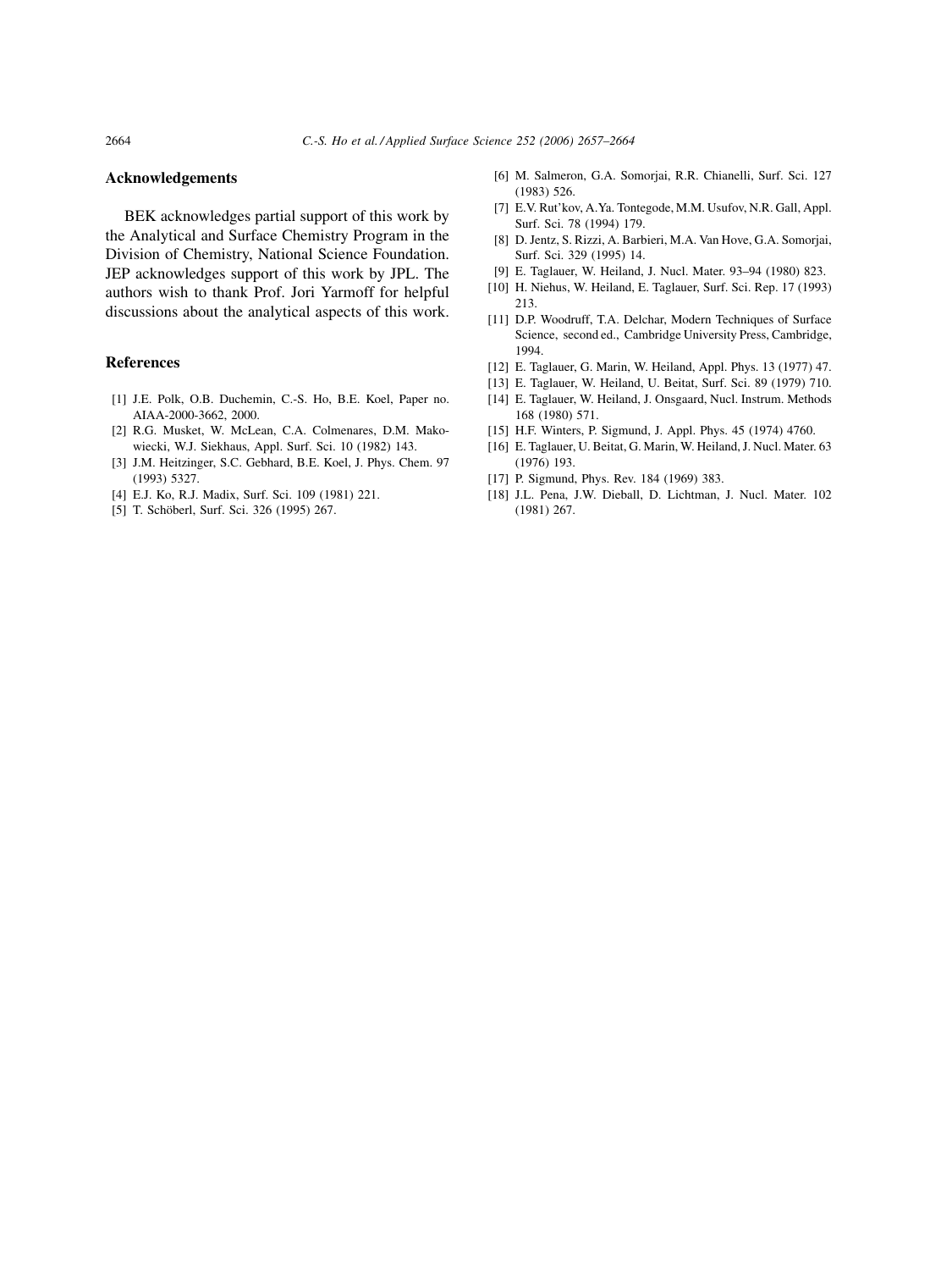## Acknowledgements

BEK acknowledges partial support of this work by the Analytical and Surface Chemistry Program in the Division of Chemistry, National Science Foundation. JEP acknowledges support of this work by JPL. The authors wish to thank Prof. Jori Yarmoff for helpful discussions about the analytical aspects of this work.

## References

[1] J.E. Polk, O.B. Duchemin, C.-S. Ho, B.E. Koel, Paper no. AIAA-2000-3662, 2000.

[2] R.G. Musket, W. McLean, C.A. Colmenares, D.M. Makowiecki, W.J. Siekhaus, Appl. Surf. Sci. 10 (1982) 143.

[3] J.M. Heitzinger, S.C. Gebhard, B.E. Koel, J. Phys. Chem. 97 (1993) 5327.

[4] E.J. Ko, R.J. Madix, Surf. Sci. 109 (1981) 221.

[5] T. Schöberl, Surf. Sci. 326 (1995) 267.

[6] M. Salmeron, G.A. Somorjai, R.R. Chianelli, Surf. Sci. 127 (1983) 526.

[7] E.V. Rut'kov, A.Ya. Tontegode, M.M. Usufov, N.R. Gall, Appl. Surf. Sci. 78 (1994) 179.

[8] D. Jentz, S. Rizzi, A. Barbieri, M.A. Van Hove, G.A. Somorjai, Surf. Sci. 329 (1995) 14.

[9] E. Taglauer, W. Heiland, J. Nucl. Mater. 93–94 (1980) 823.

[10] H. Niehus, W. Heiland, E. Taglauer, Surf. Sci. Rep. 17 (1993) 213.

[11] D.P. Woodruff, T.A. Delchar, Modern Techniques of Surface Science, second ed., Cambridge University Press, Cambridge, 1994.

[12] E. Taglauer, G. Marin, W. Heiland, Appl. Phys. 13 (1977) 47.

[13] E. Taglauer, W. Heiland, U. Beitat, Surf. Sci. 89 (1979) 710.

[14] E. Taglauer, W. Heiland, J. Onsgaard, Nucl. Instrum. Methods 168 (1980) 571.

[15] H.F. Winters, P. Sigmund, J. Appl. Phys. 45 (1974) 4760.

[16] E. Taglauer, U. Beitat, G. Marin, W. Heiland, J. Nucl. Mater. 63 (1976) 193.

[17] P. Sigmund, Phys. Rev. 184 (1969) 383.

[18] J.L. Pena, J.W. Dieball, D. Lichtman, J. Nucl. Mater. 102 (1981) 267.